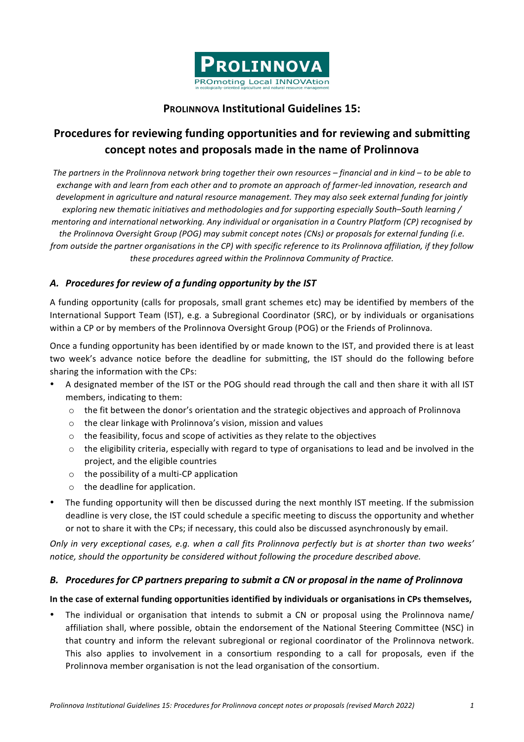# PROLINNOVA Institutional Guidelines 15:

## Procedures for reviewing funding opportunities and for reviewing and submitting concept notes and proposals made in the name of Prolinnova

*The partners in the Prolinnova network bring together their own resources – financial and in kind – to be able to exchange with and learn from each other and to promote an approach of farmer-led innovation, research and development in agriculture and natural resource management. They may also seek external funding for jointly exploring new thematic initiatives and methodologies and for supporting especially South–South learning / mentoring and international networking. Any individual or organisation in a Country Platform (CP) recognised by the Prolinnova Oversight Group (POG) may submit concept notes (CNs) or proposals for external funding (i.e. from outside the partner organisations in the CP) with specific reference to its Prolinnova affiliation, if they follow these procedures agreed within the Prolinnova Community of Practice.*

### *A. Procedures for review of a funding opportunity by the IST*

A funding opportunity (calls for proposals, small grant schemes etc) may be identified by members of the International Support Team (IST), e.g. a Subregional Coordinator (SRC), or by individuals or organisations within a CP or by members of the Prolinnova Oversight Group (POG) or the Friends of Prolinnova.

Once a funding opportunity has been identified by or made known to the IST, and provided there is at least two week's advance notice before the deadline for submitting, the IST should do the following before sharing the information with the CPs:

- A designated member of the IST or the POG should read through the call and then share it with all IST members, indicating to them:
  - the fit between the donor's orientation and the strategic objectives and approach of Prolinnova
  - the clear linkage with Prolinnova's vision, mission and values
  - the feasibility, focus and scope of activities as they relate to the objectives
  - the eligibility criteria, especially with regard to type of organisations to lead and be involved in the project, and the eligible countries
  - the possibility of a multi-CP application
  - the deadline for application.
- The funding opportunity will then be discussed during the next monthly IST meeting. If the submission deadline is very close, the IST could schedule a specific meeting to discuss the opportunity and whether or not to share it with the CPs; if necessary, this could also be discussed asynchronously by email.

*Only in very exceptional cases, e.g. when a call fits Prolinnova perfectly but is at shorter than two weeks' notice, should the opportunity be considered without following the procedure described above.*

### *B. Procedures for CP partners preparing to submit a CN or proposal in the name of Prolinnova*

**In the case of external funding opportunities identified by individuals or organisations in CPs themselves,**

- The individual or organisation that intends to submit a CN or proposal using the Prolinnova name/ affiliation shall, where possible, obtain the endorsement of the National Steering Committee (NSC) in that country and inform the relevant subregional or regional coordinator of the Prolinnova network. This also applies to involvement in a consortium responding to a call for proposals, even if the Prolinnova member organisation is not the lead organisation of the consortium.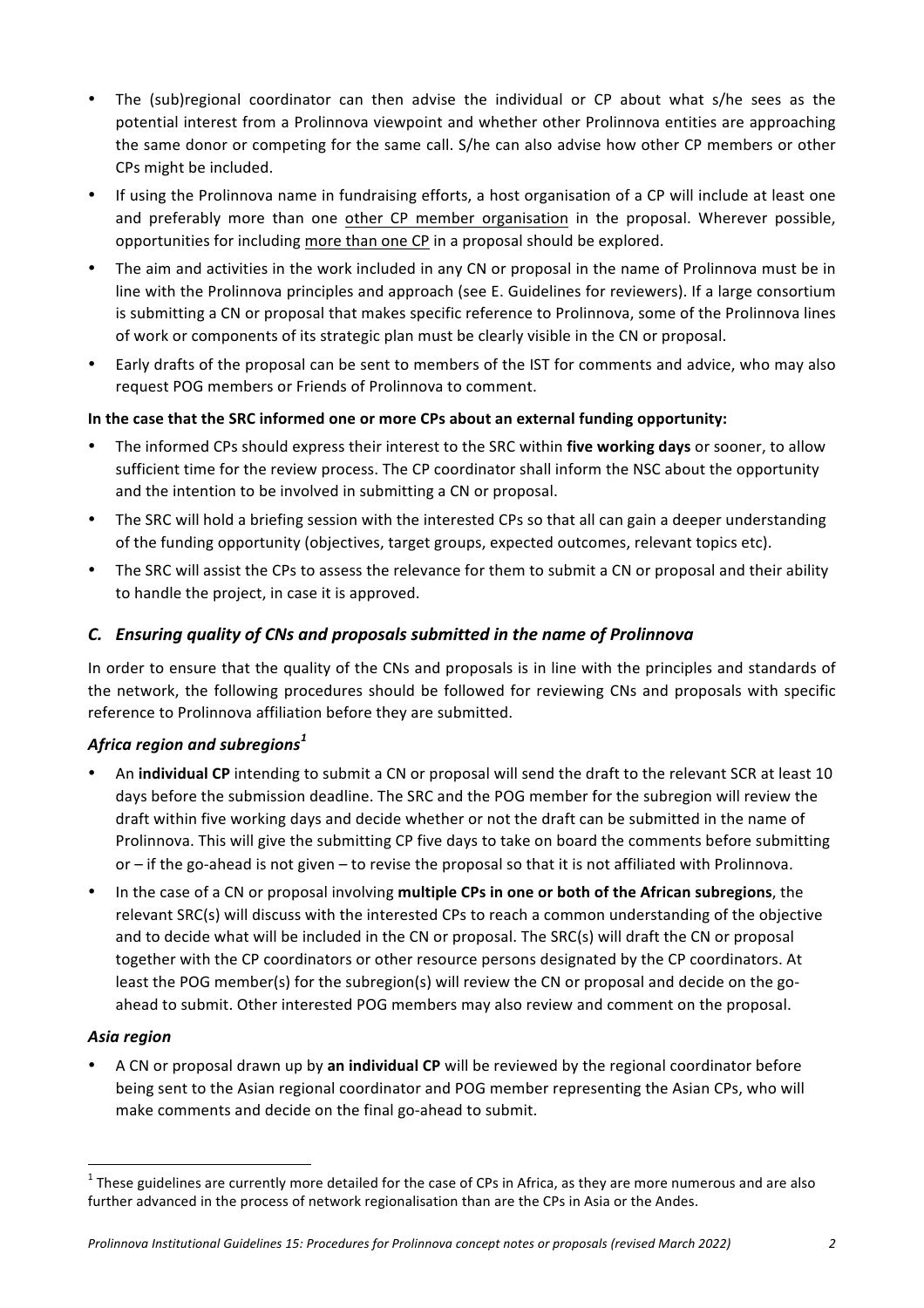- The (sub)regional coordinator can then advise the individual or CP about what s/he sees as the potential interest from a Prolinnova viewpoint and whether other Prolinnova entities are approaching the same donor or competing for the same call. S/he can also advise how other CP members or other CPs might be included.
- If using the Prolinnova name in fundraising efforts, a host organisation of a CP will include at least one and preferably more than one <u>other CP member organisation</u> in the proposal. Wherever possible, opportunities for including <u>more than one CP</u> in a proposal should be explored.
- The aim and activities in the work included in any CN or proposal in the name of Prolinnova must be in line with the Prolinnova principles and approach (see E. Guidelines for reviewers). If a large consortium is submitting a CN or proposal that makes specific reference to Prolinnova, some of the Prolinnova lines of work or components of its strategic plan must be clearly visible in the CN or proposal.
- Early drafts of the proposal can be sent to members of the IST for comments and advice, who may also request POG members or Friends of Prolinnova to comment.

**In the case that the SRC informed one or more CPs about an external funding opportunity:**

- The informed CPs should express their interest to the SRC within **five working days** or sooner, to allow sufficient time for the review process. The CP coordinator shall inform the NSC about the opportunity and the intention to be involved in submitting a CN or proposal.
- The SRC will hold a briefing session with the interested CPs so that all can gain a deeper understanding of the funding opportunity (objectives, target groups, expected outcomes, relevant topics etc).
- The SRC will assist the CPs to assess the relevance for them to submit a CN or proposal and their ability to handle the project, in case it is approved.

## *C. Ensuring quality of CNs and proposals submitted in the name of Prolinnova*

In order to ensure that the quality of the CNs and proposals is in line with the principles and standards of the network, the following procedures should be followed for reviewing CNs and proposals with specific reference to Prolinnova affiliation before they are submitted.

### *Africa region and subregions*[1]

- An **individual CP** intending to submit a CN or proposal will send the draft to the relevant SCR at least 10 days before the submission deadline. The SRC and the POG member for the subregion will review the draft within five working days and decide whether or not the draft can be submitted in the name of Prolinnova. This will give the submitting CP five days to take on board the comments before submitting or – if the go-ahead is not given – to revise the proposal so that it is not affiliated with Prolinnova.
- In the case of a CN or proposal involving **multiple CPs in one or both of the African subregions**, the relevant SRC(s) will discuss with the interested CPs to reach a common understanding of the objective and to decide what will be included in the CN or proposal. The SRC(s) will draft the CN or proposal together with the CP coordinators or other resource persons designated by the CP coordinators. At least the POG member(s) for the subregion(s) will review the CN or proposal and decide on the go-ahead to submit. Other interested POG members may also review and comment on the proposal.

### *Asia region*

- A CN or proposal drawn up by **an individual CP** will be reviewed by the regional coordinator before being sent to the Asian regional coordinator and POG member representing the Asian CPs, who will make comments and decide on the final go-ahead to submit.

[1] These guidelines are currently more detailed for the case of CPs in Africa, as they are more numerous and are also further advanced in the process of network regionalisation than are the CPs in Asia or the Andes.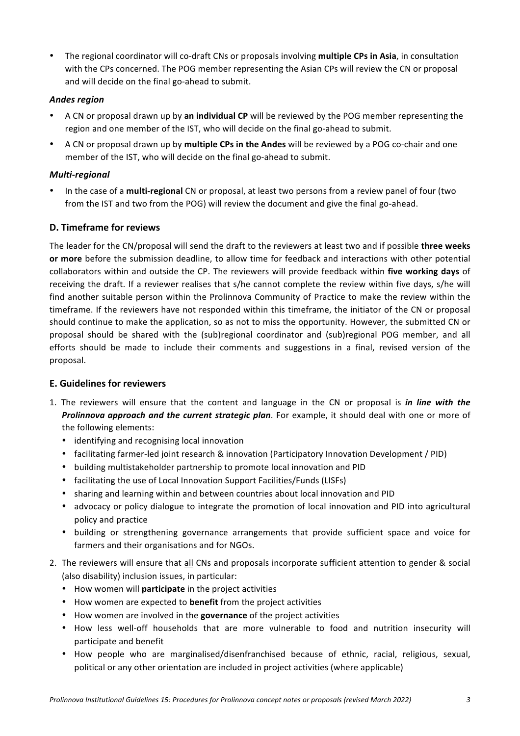- The regional coordinator will co-draft CNs or proposals involving **multiple CPs in Asia**, in consultation with the CPs concerned. The POG member representing the Asian CPs will review the CN or proposal and will decide on the final go-ahead to submit.

***Andes region***

- A CN or proposal drawn up by **an individual CP** will be reviewed by the POG member representing the region and one member of the IST, who will decide on the final go-ahead to submit.
- A CN or proposal drawn up by **multiple CPs in the Andes** will be reviewed by a POG co-chair and one member of the IST, who will decide on the final go-ahead to submit.

***Multi-regional***

- In the case of a **multi-regional** CN or proposal, at least two persons from a review panel of four (two from the IST and two from the POG) will review the document and give the final go-ahead.

### D. Timeframe for reviews

The leader for the CN/proposal will send the draft to the reviewers at least two and if possible **three weeks or more** before the submission deadline, to allow time for feedback and interactions with other potential collaborators within and outside the CP. The reviewers will provide feedback within **five working days** of receiving the draft. If a reviewer realises that s/he cannot complete the review within five days, s/he will find another suitable person within the Prolinnova Community of Practice to make the review within the timeframe. If the reviewers have not responded within this timeframe, the initiator of the CN or proposal should continue to make the application, so as not to miss the opportunity. However, the submitted CN or proposal should be shared with the (sub)regional coordinator and (sub)regional POG member, and all efforts should be made to include their comments and suggestions in a final, revised version of the proposal.

### E. Guidelines for reviewers

1. The reviewers will ensure that the content and language in the CN or proposal is ***in line with the Prolinnova approach and the current strategic plan***. For example, it should deal with one or more of the following elements:
   - identifying and recognising local innovation
   - facilitating farmer-led joint research & innovation (Participatory Innovation Development / PID)
   - building multistakeholder partnership to promote local innovation and PID
   - facilitating the use of Local Innovation Support Facilities/Funds (LISFs)
   - sharing and learning within and between countries about local innovation and PID
   - advocacy or policy dialogue to integrate the promotion of local innovation and PID into agricultural policy and practice
   - building or strengthening governance arrangements that provide sufficient space and voice for farmers and their organisations and for NGOs.
2. The reviewers will ensure that <u>all</u> CNs and proposals incorporate sufficient attention to gender & social (also disability) inclusion issues, in particular:
   - How women will **participate** in the project activities
   - How women are expected to **benefit** from the project activities
   - How women are involved in the **governance** of the project activities
   - How less well-off households that are more vulnerable to food and nutrition insecurity will participate and benefit
   - How people who are marginalised/disenfranchised because of ethnic, racial, religious, sexual, political or any other orientation are included in project activities (where applicable)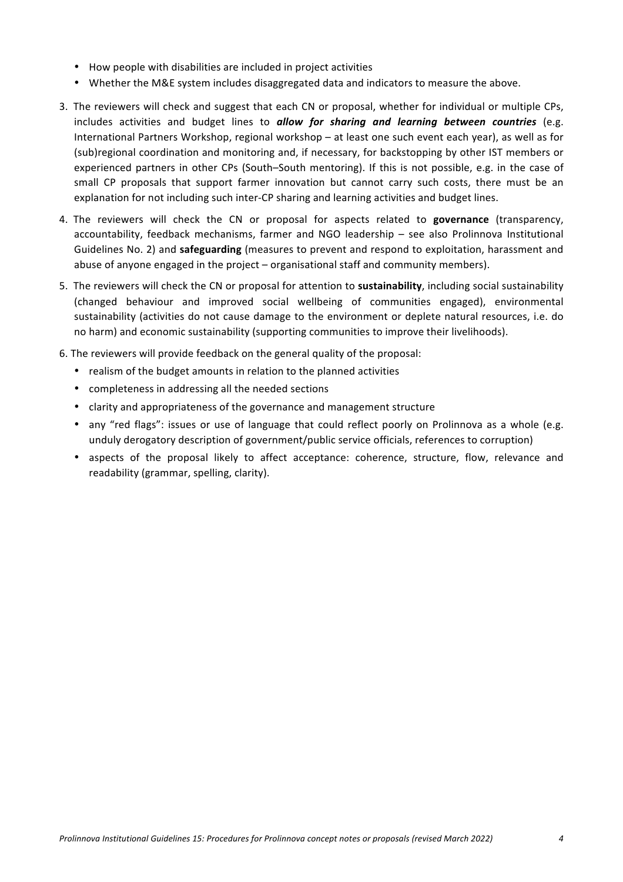- How people with disabilities are included in project activities
- Whether the M&E system includes disaggregated data and indicators to measure the above.

3. The reviewers will check and suggest that each CN or proposal, whether for individual or multiple CPs, includes activities and budget lines to ***allow for sharing and learning between countries*** (e.g. International Partners Workshop, regional workshop – at least one such event each year), as well as for (sub)regional coordination and monitoring and, if necessary, for backstopping by other IST members or experienced partners in other CPs (South–South mentoring). If this is not possible, e.g. in the case of small CP proposals that support farmer innovation but cannot carry such costs, there must be an explanation for not including such inter-CP sharing and learning activities and budget lines.

4. The reviewers will check the CN or proposal for aspects related to **governance** (transparency, accountability, feedback mechanisms, farmer and NGO leadership – see also Prolinnova Institutional Guidelines No. 2) and **safeguarding** (measures to prevent and respond to exploitation, harassment and abuse of anyone engaged in the project – organisational staff and community members).

5. The reviewers will check the CN or proposal for attention to **sustainability**, including social sustainability (changed behaviour and improved social wellbeing of communities engaged), environmental sustainability (activities do not cause damage to the environment or deplete natural resources, i.e. do no harm) and economic sustainability (supporting communities to improve their livelihoods).

6. The reviewers will provide feedback on the general quality of the proposal:
   - realism of the budget amounts in relation to the planned activities
   - completeness in addressing all the needed sections
   - clarity and appropriateness of the governance and management structure
   - any "red flags": issues or use of language that could reflect poorly on Prolinnova as a whole (e.g. unduly derogatory description of government/public service officials, references to corruption)
   - aspects of the proposal likely to affect acceptance: coherence, structure, flow, relevance and readability (grammar, spelling, clarity).